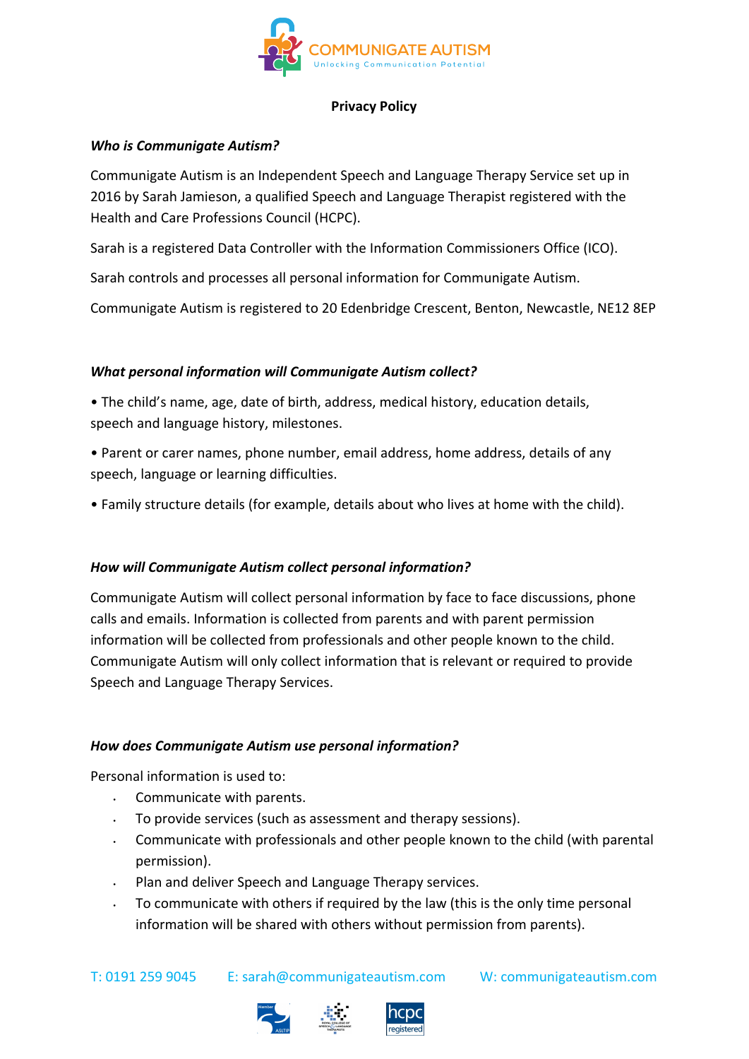COMMUNIGATE AUTISM

Unlocking Communication Potential

# Privacy Policy

### *Who is Communigate Autism?*

Communigate Autism is an Independent Speech and Language Therapy Service set up in 2016 by Sarah Jamieson, a qualified Speech and Language Therapist registered with the Health and Care Professions Council (HCPC).

Sarah is a registered Data Controller with the Information Commissioners Office (ICO).

Sarah controls and processes all personal information for Communigate Autism.

Communigate Autism is registered to 20 Edenbridge Crescent, Benton, Newcastle, NE12 8EP

### *What personal information will Communigate Autism collect?*

• The child's name, age, date of birth, address, medical history, education details, speech and language history, milestones.

• Parent or carer names, phone number, email address, home address, details of any speech, language or learning difficulties.

• Family structure details (for example, details about who lives at home with the child).

### *How will Communigate Autism collect personal information?*

Communigate Autism will collect personal information by face to face discussions, phone calls and emails. Information is collected from parents and with parent permission information will be collected from professionals and other people known to the child. Communigate Autism will only collect information that is relevant or required to provide Speech and Language Therapy Services.

### *How does Communigate Autism use personal information?*

Personal information is used to:

- Communicate with parents.
- To provide services (such as assessment and therapy sessions).
- Communicate with professionals and other people known to the child (with parental permission).
- Plan and deliver Speech and Language Therapy services.
- To communicate with others if required by the law (this is the only time personal information will be shared with others without permission from parents).

T: 0191 259 9045 E: sarah@communigateautism.com W: communigateautism.com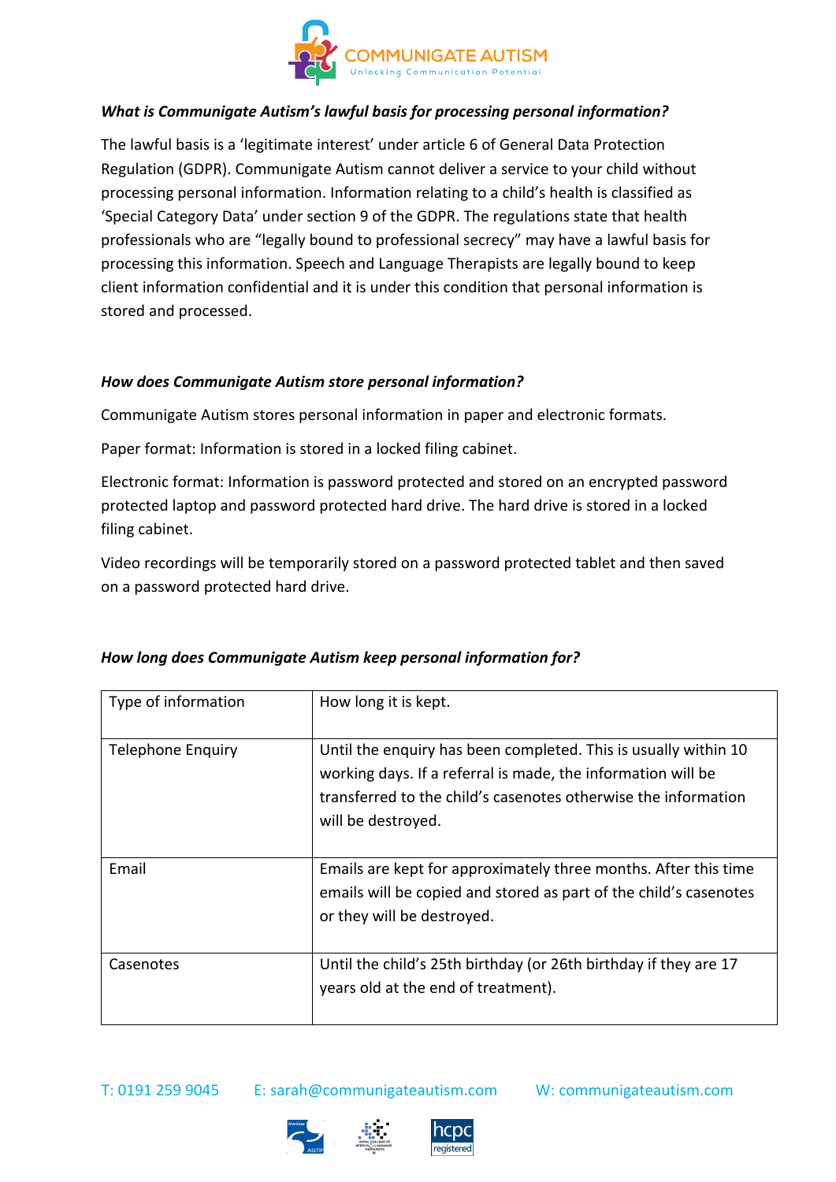***What is Communigate Autism's lawful basis for processing personal information?***

The lawful basis is a 'legitimate interest' under article 6 of General Data Protection Regulation (GDPR). Communigate Autism cannot deliver a service to your child without processing personal information. Information relating to a child's health is classified as 'Special Category Data' under section 9 of the GDPR. The regulations state that health professionals who are "legally bound to professional secrecy" may have a lawful basis for processing this information. Speech and Language Therapists are legally bound to keep client information confidential and it is under this condition that personal information is stored and processed.

***How does Communigate Autism store personal information?***

Communigate Autism stores personal information in paper and electronic formats.

Paper format: Information is stored in a locked filing cabinet.

Electronic format: Information is password protected and stored on an encrypted password protected laptop and password protected hard drive. The hard drive is stored in a locked filing cabinet.

Video recordings will be temporarily stored on a password protected tablet and then saved on a password protected hard drive.

***How long does Communigate Autism keep personal information for?***

| Type of information | How long it is kept. |
| --- | --- |
| Telephone Enquiry | Until the enquiry has been completed. This is usually within 10 working days. If a referral is made, the information will be transferred to the child's casenotes otherwise the information will be destroyed. |
| Email | Emails are kept for approximately three months. After this time emails will be copied and stored as part of the child's casenotes or they will be destroyed. |
| Casenotes | Until the child's 25th birthday (or 26th birthday if they are 17 years old at the end of treatment). |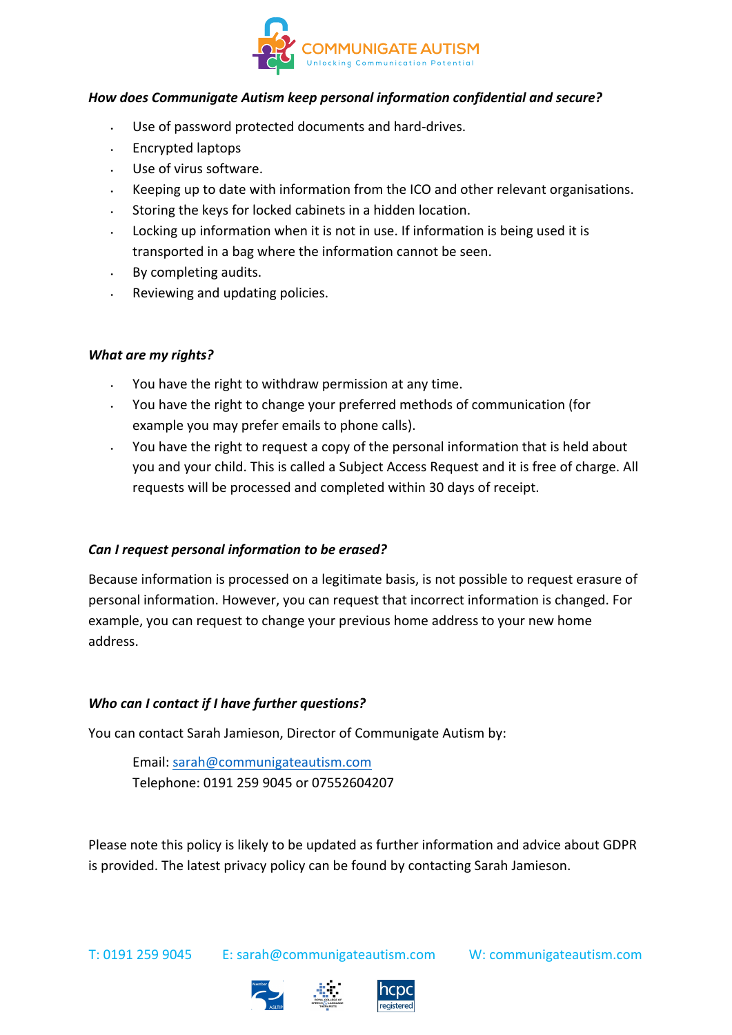*How does Communigate Autism keep personal information confidential and secure?*

- Use of password protected documents and hard-drives.
- Encrypted laptops
- Use of virus software.
- Keeping up to date with information from the ICO and other relevant organisations.
- Storing the keys for locked cabinets in a hidden location.
- Locking up information when it is not in use. If information is being used it is transported in a bag where the information cannot be seen.
- By completing audits.
- Reviewing and updating policies.

*What are my rights?*

- You have the right to withdraw permission at any time.
- You have the right to change your preferred methods of communication (for example you may prefer emails to phone calls).
- You have the right to request a copy of the personal information that is held about you and your child. This is called a Subject Access Request and it is free of charge. All requests will be processed and completed within 30 days of receipt.

*Can I request personal information to be erased?*

Because information is processed on a legitimate basis, is not possible to request erasure of personal information. However, you can request that incorrect information is changed. For example, you can request to change your previous home address to your new home address.

*Who can I contact if I have further questions?*

You can contact Sarah Jamieson, Director of Communigate Autism by:

Email: sarah@communigateautism.com
Telephone: 0191 259 9045 or 07552604207

Please note this policy is likely to be updated as further information and advice about GDPR is provided. The latest privacy policy can be found by contacting Sarah Jamieson.